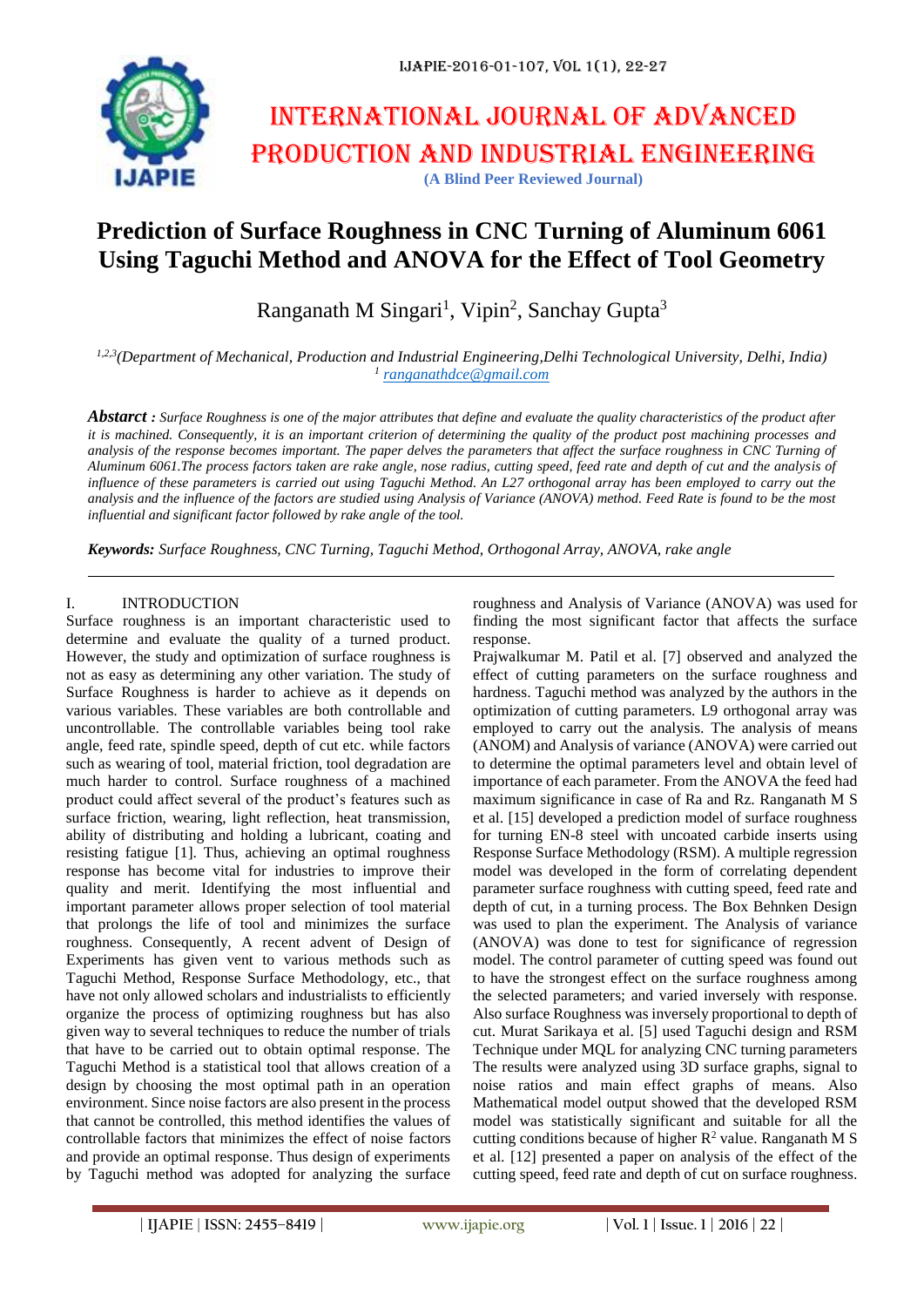# Prediction of Surface Roughness in CNC Turning of Aluminum 6061 Using Taguchi Method and ANOVA for the Effect of Tool Geometry

Ranganath M Singari[1], Vipin[2], Sanchay Gupta[3]

[1,2,3](Department of Mechanical, Production and Industrial Engineering,Delhi Technological University, Delhi, India)
[1] ranganathdce@gmail.com

***Abstarct :*** *Surface Roughness is one of the major attributes that define and evaluate the quality characteristics of the product after it is machined. Consequently, it is an important criterion of determining the quality of the product post machining processes and analysis of the response becomes important. The paper delves the parameters that affect the surface roughness in CNC Turning of Aluminum 6061.The process factors taken are rake angle, nose radius, cutting speed, feed rate and depth of cut and the analysis of influence of these parameters is carried out using Taguchi Method. An L27 orthogonal array has been employed to carry out the analysis and the influence of the factors are studied using Analysis of Variance (ANOVA) method. Feed Rate is found to be the most influential and significant factor followed by rake angle of the tool.*

***Keywords:*** *Surface Roughness, CNC Turning, Taguchi Method, Orthogonal Array, ANOVA, rake angle*

## I. INTRODUCTION

Surface roughness is an important characteristic used to determine and evaluate the quality of a turned product. However, the study and optimization of surface roughness is not as easy as determining any other variation. The study of Surface Roughness is harder to achieve as it depends on various variables. These variables are both controllable and uncontrollable. The controllable variables being tool rake angle, feed rate, spindle speed, depth of cut etc. while factors such as wearing of tool, material friction, tool degradation are much harder to control. Surface roughness of a machined product could affect several of the product's features such as surface friction, wearing, light reflection, heat transmission, ability of distributing and holding a lubricant, coating and resisting fatigue [1]. Thus, achieving an optimal roughness response has become vital for industries to improve their quality and merit. Identifying the most influential and important parameter allows proper selection of tool material that prolongs the life of tool and minimizes the surface roughness. Consequently, A recent advent of Design of Experiments has given vent to various methods such as Taguchi Method, Response Surface Methodology, etc., that have not only allowed scholars and industrialists to efficiently organize the process of optimizing roughness but has also given way to several techniques to reduce the number of trials that have to be carried out to obtain optimal response. The Taguchi Method is a statistical tool that allows creation of a design by choosing the most optimal path in an operation environment. Since noise factors are also present in the process that cannot be controlled, this method identifies the values of controllable factors that minimizes the effect of noise factors and provide an optimal response. Thus design of experiments by Taguchi method was adopted for analyzing the surface roughness and Analysis of Variance (ANOVA) was used for finding the most significant factor that affects the surface response.

Prajwalkumar M. Patil et al. [7] observed and analyzed the effect of cutting parameters on the surface roughness and hardness. Taguchi method was analyzed by the authors in the optimization of cutting parameters. L9 orthogonal array was employed to carry out the analysis. The analysis of means (ANOM) and Analysis of variance (ANOVA) were carried out to determine the optimal parameters level and obtain level of importance of each parameter. From the ANOVA the feed had maximum significance in case of Ra and Rz. Ranganath M S et al. [15] developed a prediction model of surface roughness for turning EN-8 steel with uncoated carbide inserts using Response Surface Methodology (RSM). A multiple regression model was developed in the form of correlating dependent parameter surface roughness with cutting speed, feed rate and depth of cut, in a turning process. The Box Behnken Design was used to plan the experiment. The Analysis of variance (ANOVA) was done to test for significance of regression model. The control parameter of cutting speed was found out to have the strongest effect on the surface roughness among the selected parameters; and varied inversely with response. Also surface Roughness was inversely proportional to depth of cut. Murat Sarikaya et al. [5] used Taguchi design and RSM Technique under MQL for analyzing CNC turning parameters The results were analyzed using 3D surface graphs, signal to noise ratios and main effect graphs of means. Also Mathematical model output showed that the developed RSM model was statistically significant and suitable for all the cutting conditions because of higher $R^2$ value. Ranganath M S et al. [12] presented a paper on analysis of the effect of the cutting speed, feed rate and depth of cut on surface roughness.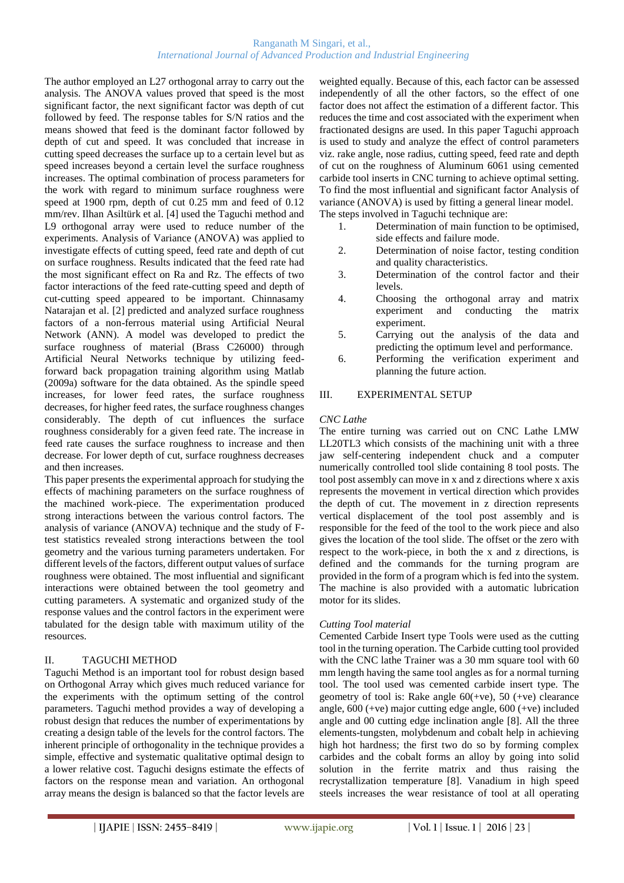The author employed an L27 orthogonal array to carry out the analysis. The ANOVA values proved that speed is the most significant factor, the next significant factor was depth of cut followed by feed. The response tables for S/N ratios and the means showed that feed is the dominant factor followed by depth of cut and speed. It was concluded that increase in cutting speed decreases the surface up to a certain level but as speed increases beyond a certain level the surface roughness increases. The optimal combination of process parameters for the work with regard to minimum surface roughness were speed at 1900 rpm, depth of cut 0.25 mm and feed of 0.12 mm/rev. Ilhan Asiltürk et al. [4] used the Taguchi method and L9 orthogonal array were used to reduce number of the experiments. Analysis of Variance (ANOVA) was applied to investigate effects of cutting speed, feed rate and depth of cut on surface roughness. Results indicated that the feed rate had the most significant effect on Ra and Rz. The effects of two factor interactions of the feed rate-cutting speed and depth of cut-cutting speed appeared to be important. Chinnasamy Natarajan et al. [2] predicted and analyzed surface roughness factors of a non-ferrous material using Artificial Neural Network (ANN). A model was developed to predict the surface roughness of material (Brass C26000) through Artificial Neural Networks technique by utilizing feed-forward back propagation training algorithm using Matlab (2009a) software for the data obtained. As the spindle speed increases, for lower feed rates, the surface roughness decreases, for higher feed rates, the surface roughness changes considerably. The depth of cut influences the surface roughness considerably for a given feed rate. The increase in feed rate causes the surface roughness to increase and then decrease. For lower depth of cut, surface roughness decreases and then increases.

This paper presents the experimental approach for studying the effects of machining parameters on the surface roughness of the machined work-piece. The experimentation produced strong interactions between the various control factors. The analysis of variance (ANOVA) technique and the study of F-test statistics revealed strong interactions between the tool geometry and the various turning parameters undertaken. For different levels of the factors, different output values of surface roughness were obtained. The most influential and significant interactions were obtained between the tool geometry and cutting parameters. A systematic and organized study of the response values and the control factors in the experiment were tabulated for the design table with maximum utility of the resources.

## II. TAGUCHI METHOD

Taguchi Method is an important tool for robust design based on Orthogonal Array which gives much reduced variance for the experiments with the optimum setting of the control parameters. Taguchi method provides a way of developing a robust design that reduces the number of experimentations by creating a design table of the levels for the control factors. The inherent principle of orthogonality in the technique provides a simple, effective and systematic qualitative optimal design to a lower relative cost. Taguchi designs estimate the effects of factors on the response mean and variation. An orthogonal array means the design is balanced so that the factor levels are weighted equally. Because of this, each factor can be assessed independently of all the other factors, so the effect of one factor does not affect the estimation of a different factor. This reduces the time and cost associated with the experiment when fractionated designs are used. In this paper Taguchi approach is used to study and analyze the effect of control parameters viz. rake angle, nose radius, cutting speed, feed rate and depth of cut on the roughness of Aluminum 6061 using cemented carbide tool inserts in CNC turning to achieve optimal setting. To find the most influential and significant factor Analysis of variance (ANOVA) is used by fitting a general linear model. The steps involved in Taguchi technique are:

1. Determination of main function to be optimised, side effects and failure mode.
2. Determination of noise factor, testing condition and quality characteristics.
3. Determination of the control factor and their levels.
4. Choosing the orthogonal array and matrix experiment and conducting the matrix experiment.
5. Carrying out the analysis of the data and predicting the optimum level and performance.
6. Performing the verification experiment and planning the future action.

## III. EXPERIMENTAL SETUP

*CNC Lathe*

The entire turning was carried out on CNC Lathe LMW LL20TL3 which consists of the machining unit with a three jaw self-centering independent chuck and a computer numerically controlled tool slide containing 8 tool posts. The tool post assembly can move in x and z directions where x axis represents the movement in vertical direction which provides the depth of cut. The movement in z direction represents vertical displacement of the tool post assembly and is responsible for the feed of the tool to the work piece and also gives the location of the tool slide. The offset or the zero with respect to the work-piece, in both the x and z directions, is defined and the commands for the turning program are provided in the form of a program which is fed into the system. The machine is also provided with a automatic lubrication motor for its slides.

*Cutting Tool material*

Cemented Carbide Insert type Tools were used as the cutting tool in the turning operation. The Carbide cutting tool provided with the CNC lathe Trainer was a 30 mm square tool with 60 mm length having the same tool angles as for a normal turning tool. The tool used was cemented carbide insert type. The geometry of tool is: Rake angle 60(+ve), 50 (+ve) clearance angle, 600 (+ve) major cutting edge angle, 600 (+ve) included angle and 00 cutting edge inclination angle [8]. All the three elements-tungsten, molybdenum and cobalt help in achieving high hot hardness; the first two do so by forming complex carbides and the cobalt forms an alloy by going into solid solution in the ferrite matrix and thus raising the recrystallization temperature [8]. Vanadium in high speed steels increases the wear resistance of tool at all operating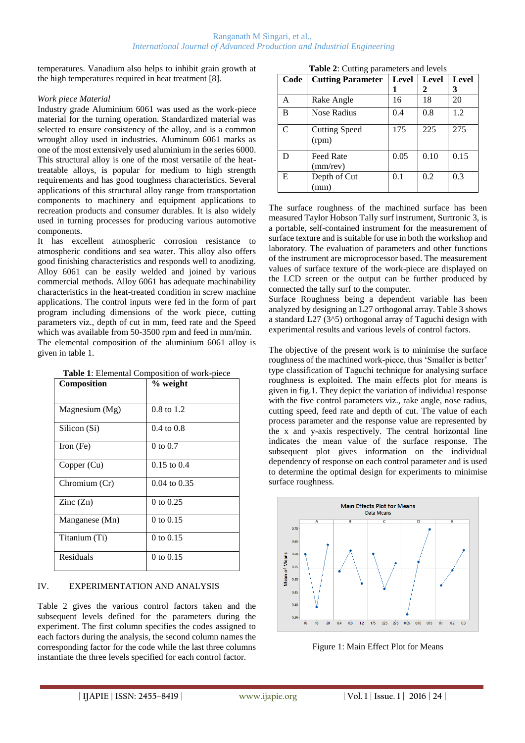temperatures. Vanadium also helps to inhibit grain growth at the high temperatures required in heat treatment [8].

*Work piece Material*

Industry grade Aluminium 6061 was used as the work-piece material for the turning operation. Standardized material was selected to ensure consistency of the alloy, and is a common wrought alloy used in industries. Aluminum 6061 marks as one of the most extensively used aluminium in the series 6000. This structural alloy is one of the most versatile of the heat-treatable alloys, is popular for medium to high strength requirements and has good toughness characteristics. Several applications of this structural alloy range from transportation components to machinery and equipment applications to recreation products and consumer durables. It is also widely used in turning processes for producing various automotive components.

It has excellent atmospheric corrosion resistance to atmospheric conditions and sea water. This alloy also offers good finishing characteristics and responds well to anodizing. Alloy 6061 can be easily welded and joined by various commercial methods. Alloy 6061 has adequate machinability characteristics in the heat-treated condition in screw machine applications. The control inputs were fed in the form of part program including dimensions of the work piece, cutting parameters viz., depth of cut in mm, feed rate and the Speed which was available from 50-3500 rpm and feed in mm/min. The elemental composition of the aluminium 6061 alloy is given in table 1.

**Table 1**: Elemental Composition of work-piece

| Composition | % weight |
|---|---|
| Magnesium (Mg) | 0.8 to 1.2 |
| Silicon (Si) | 0.4 to 0.8 |
| Iron (Fe) | 0 to 0.7 |
| Copper (Cu) | 0.15 to 0.4 |
| Chromium (Cr) | 0.04 to 0.35 |
| Zinc (Zn) | 0 to 0.25 |
| Manganese (Mn) | 0 to 0.15 |
| Titanium (Ti) | 0 to 0.15 |
| Residuals | 0 to 0.15 |

## IV. EXPERIMENTATION AND ANALYSIS

Table 2 gives the various control factors taken and the subsequent levels defined for the parameters during the experiment. The first column specifies the codes assigned to each factors during the analysis, the second column names the corresponding factor for the code while the last three columns instantiate the three levels specified for each control factor.

**Table 2**: Cutting parameters and levels

| Code | Cutting Parameter | Level 1 | Level 2 | Level 3 |
|---|---|---|---|---|
| A | Rake Angle | 16 | 18 | 20 |
| B | Nose Radius | 0.4 | 0.8 | 1.2 |
| C | Cutting Speed (rpm) | 175 | 225 | 275 |
| D | Feed Rate (mm/rev) | 0.05 | 0.10 | 0.15 |
| E | Depth of Cut (mm) | 0.1 | 0.2 | 0.3 |

The surface roughness of the machined surface has been measured Taylor Hobson Tally surf instrument, Surtronic 3, is a portable, self-contained instrument for the measurement of surface texture and is suitable for use in both the workshop and laboratory. The evaluation of parameters and other functions of the instrument are microprocessor based. The measurement values of surface texture of the work-piece are displayed on the LCD screen or the output can be further produced by connected the tally surf to the computer.

Surface Roughness being a dependent variable has been analyzed by designing an L27 orthogonal array. Table 3 shows a standard L27 (3^5) orthogonal array of Taguchi design with experimental results and various levels of control factors.

The objective of the present work is to minimise the surface roughness of the machined work-piece, thus 'Smaller is better' type classification of Taguchi technique for analysing surface roughness is exploited. The main effects plot for means is given in fig.1. They depict the variation of individual response with the five control parameters viz., rake angle, nose radius, cutting speed, feed rate and depth of cut. The value of each process parameter and the response value are represented by the x and y-axis respectively. The central horizontal line indicates the mean value of the surface response. The subsequent plot gives information on the individual dependency of response on each control parameter and is used to determine the optimal design for experiments to minimise surface roughness.

Figure 1: Main Effect Plot for Means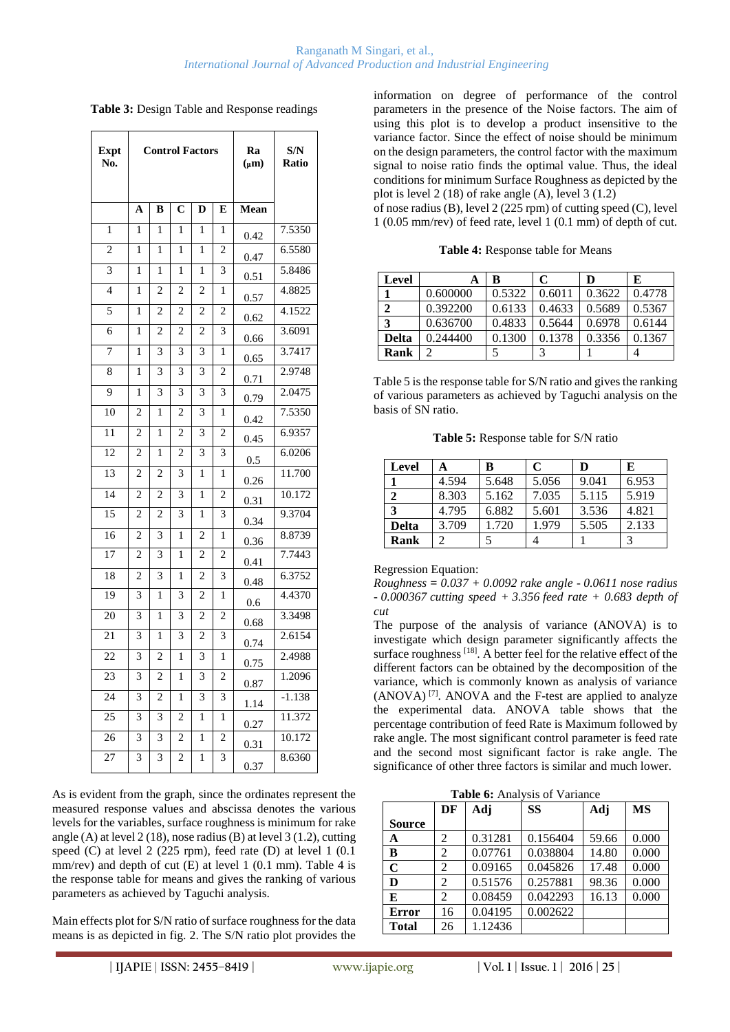**Table 3:** Design Table and Response readings

| Expt No. | Control Factors | | | | | Ra (μm) | S/N Ratio |
|---|---|---|---|---|---|---|---|
| | A | B | C | D | E | Mean | |
| 1 | 1 | 1 | 1 | 1 | 1 | 0.42 | 7.5350 |
| 2 | 1 | 1 | 1 | 1 | 2 | 0.47 | 6.5580 |
| 3 | 1 | 1 | 1 | 1 | 3 | 0.51 | 5.8486 |
| 4 | 1 | 2 | 2 | 2 | 1 | 0.57 | 4.8825 |
| 5 | 1 | 2 | 2 | 2 | 2 | 0.62 | 4.1522 |
| 6 | 1 | 2 | 2 | 2 | 3 | 0.66 | 3.6091 |
| 7 | 1 | 3 | 3 | 3 | 1 | 0.65 | 3.7417 |
| 8 | 1 | 3 | 3 | 3 | 2 | 0.71 | 2.9748 |
| 9 | 1 | 3 | 3 | 3 | 3 | 0.79 | 2.0475 |
| 10 | 2 | 1 | 2 | 3 | 1 | 0.42 | 7.5350 |
| 11 | 2 | 1 | 2 | 3 | 2 | 0.45 | 6.9357 |
| 12 | 2 | 1 | 2 | 3 | 3 | 0.5 | 6.0206 |
| 13 | 2 | 2 | 3 | 1 | 1 | 0.26 | 11.700 |
| 14 | 2 | 2 | 3 | 1 | 2 | 0.31 | 10.172 |
| 15 | 2 | 2 | 3 | 1 | 3 | 0.34 | 9.3704 |
| 16 | 2 | 3 | 1 | 2 | 1 | 0.36 | 8.8739 |
| 17 | 2 | 3 | 1 | 2 | 2 | 0.41 | 7.7443 |
| 18 | 2 | 3 | 1 | 2 | 3 | 0.48 | 6.3752 |
| 19 | 3 | 1 | 3 | 2 | 1 | 0.6 | 4.4370 |
| 20 | 3 | 1 | 3 | 2 | 2 | 0.68 | 3.3498 |
| 21 | 3 | 1 | 3 | 2 | 3 | 0.74 | 2.6154 |
| 22 | 3 | 2 | 1 | 3 | 1 | 0.75 | 2.4988 |
| 23 | 3 | 2 | 1 | 3 | 2 | 0.87 | 1.2096 |
| 24 | 3 | 2 | 1 | 3 | 3 | 1.14 | -1.138 |
| 25 | 3 | 3 | 2 | 1 | 1 | 0.27 | 11.372 |
| 26 | 3 | 3 | 2 | 1 | 2 | 0.31 | 10.172 |
| 27 | 3 | 3 | 2 | 1 | 3 | 0.37 | 8.6360 |

As is evident from the graph, since the ordinates represent the measured response values and abscissa denotes the various levels for the variables, surface roughness is minimum for rake angle (A) at level 2 (18), nose radius (B) at level 3 (1.2), cutting speed (C) at level 2 (225 rpm), feed rate (D) at level 1 (0.1 mm/rev) and depth of cut (E) at level 1 (0.1 mm). Table 4 is the response table for means and gives the ranking of various parameters as achieved by Taguchi analysis.

Main effects plot for S/N ratio of surface roughness for the data means is as depicted in fig. 2. The S/N ratio plot provides the information on degree of performance of the control parameters in the presence of the Noise factors. The aim of using this plot is to develop a product insensitive to the variance factor. Since the effect of noise should be minimum on the design parameters, the control factor with the maximum signal to noise ratio finds the optimal value. Thus, the ideal conditions for minimum Surface Roughness as depicted by the plot is level 2 (18) of rake angle (A), level 3 (1.2)
of nose radius (B), level 2 (225 rpm) of cutting speed (C), level 1 (0.05 mm/rev) of feed rate, level 1 (0.1 mm) of depth of cut.

**Table 4:** Response table for Means

| Level | A | B | C | D | E |
|---|---|---|---|---|---|
| 1 | 0.600000 | 0.5322 | 0.6011 | 0.3622 | 0.4778 |
| 2 | 0.392200 | 0.6133 | 0.4633 | 0.5689 | 0.5367 |
| 3 | 0.636700 | 0.4833 | 0.5644 | 0.6978 | 0.6144 |
| Delta | 0.244400 | 0.1300 | 0.1378 | 0.3356 | 0.1367 |
| Rank | 2 | 5 | 3 | 1 | 4 |

Table 5 is the response table for S/N ratio and gives the ranking of various parameters as achieved by Taguchi analysis on the basis of SN ratio.

**Table 5:** Response table for S/N ratio

| Level | A | B | C | D | E |
|---|---|---|---|---|---|
| 1 | 4.594 | 5.648 | 5.056 | 9.041 | 6.953 |
| 2 | 8.303 | 5.162 | 7.035 | 5.115 | 5.919 |
| 3 | 4.795 | 6.882 | 5.601 | 3.536 | 4.821 |
| Delta | 3.709 | 1.720 | 1.979 | 5.505 | 2.133 |
| Rank | 2 | 5 | 4 | 1 | 3 |

Regression Equation:

*Roughness = 0.037 + 0.0092 rake angle - 0.0611 nose radius - 0.000367 cutting speed + 3.356 feed rate + 0.683 depth of cut*

The purpose of the analysis of variance (ANOVA) is to investigate which design parameter significantly affects the surface roughness [18]. A better feel for the relative effect of the different factors can be obtained by the decomposition of the variance, which is commonly known as analysis of variance (ANOVA) [7]. ANOVA and the F-test are applied to analyze the experimental data. ANOVA table shows that the percentage contribution of feed Rate is Maximum followed by rake angle. The most significant control parameter is feed rate and the second most significant factor is rake angle. The significance of other three factors is similar and much lower.

**Table 6:** Analysis of Variance

| Source | DF | Adj | SS | Adj | MS |
|---|---|---|---|---|---|
| A | 2 | 0.31281 | 0.156404 | 59.66 | 0.000 |
| B | 2 | 0.07761 | 0.038804 | 14.80 | 0.000 |
| C | 2 | 0.09165 | 0.045826 | 17.48 | 0.000 |
| D | 2 | 0.51576 | 0.257881 | 98.36 | 0.000 |
| E | 2 | 0.08459 | 0.042293 | 16.13 | 0.000 |
| Error | 16 | 0.04195 | 0.002622 | | |
| Total | 26 | 1.12436 | | | |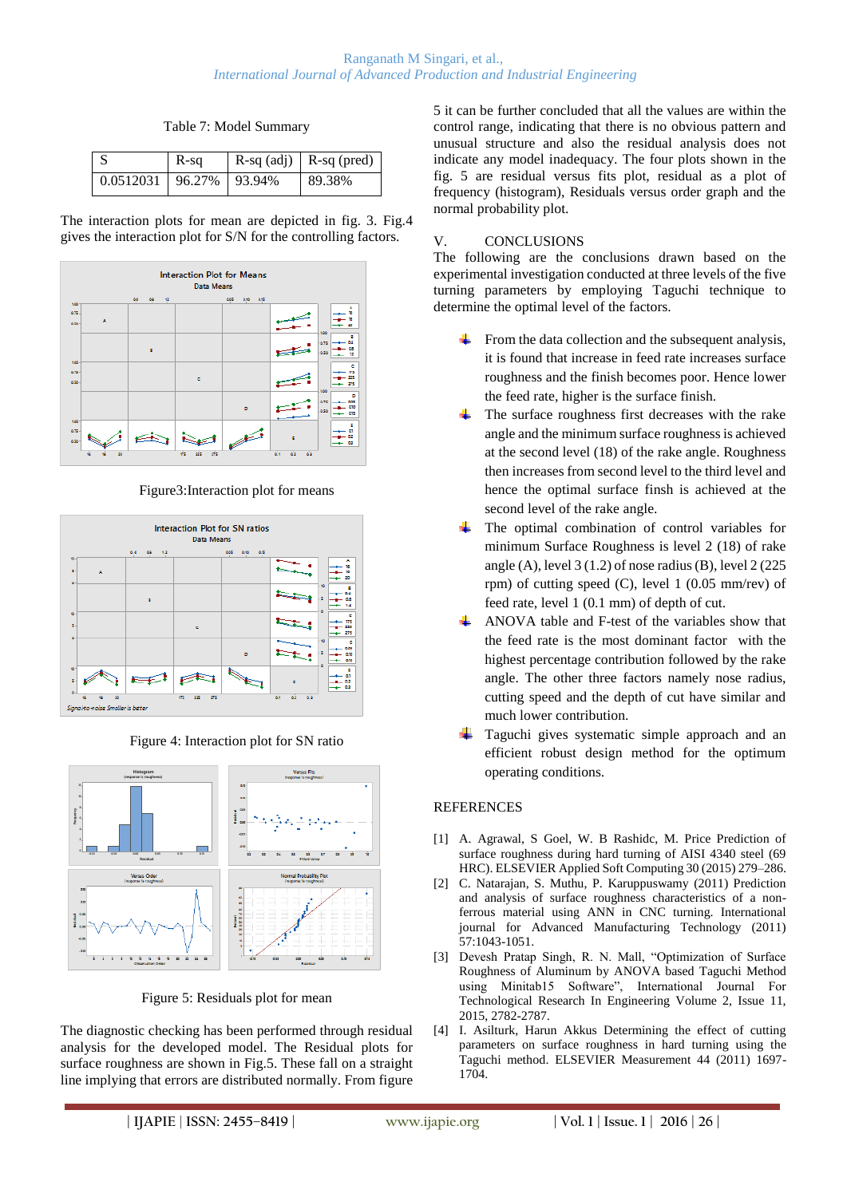Table 7: Model Summary

| S | R-sq | R-sq (adj) | R-sq (pred) |
|---|---|---|---|
| 0.0512031 | 96.27% | 93.94% | 89.38% |

The interaction plots for mean are depicted in fig. 3. Fig.4 gives the interaction plot for S/N for the controlling factors.

Figure3:Interaction plot for means

Figure 4: Interaction plot for SN ratio

Figure 5: Residuals plot for mean

The diagnostic checking has been performed through residual analysis for the developed model. The Residual plots for surface roughness are shown in Fig.5. These fall on a straight line implying that errors are distributed normally. From figure 5 it can be further concluded that all the values are within the control range, indicating that there is no obvious pattern and unusual structure and also the residual analysis does not indicate any model inadequacy. The four plots shown in the fig. 5 are residual versus fits plot, residual as a plot of frequency (histogram), Residuals versus order graph and the normal probability plot.

## V. CONCLUSIONS

The following are the conclusions drawn based on the experimental investigation conducted at three levels of the five turning parameters by employing Taguchi technique to determine the optimal level of the factors.

- From the data collection and the subsequent analysis, it is found that increase in feed rate increases surface roughness and the finish becomes poor. Hence lower the feed rate, higher is the surface finish.
- The surface roughness first decreases with the rake angle and the minimum surface roughness is achieved at the second level (18) of the rake angle. Roughness then increases from second level to the third level and hence the optimal surface finsh is achieved at the second level of the rake angle.
- The optimal combination of control variables for minimum Surface Roughness is level 2 (18) of rake angle (A), level 3 (1.2) of nose radius (B), level 2 (225 rpm) of cutting speed (C), level 1 (0.05 mm/rev) of feed rate, level 1 (0.1 mm) of depth of cut.
- ANOVA table and F-test of the variables show that the feed rate is the most dominant factor with the highest percentage contribution followed by the rake angle. The other three factors namely nose radius, cutting speed and the depth of cut have similar and much lower contribution.
- Taguchi gives systematic simple approach and an efficient robust design method for the optimum operating conditions.

## REFERENCES

[1] A. Agrawal, S Goel, W. B Rashidc, M. Price Prediction of surface roughness during hard turning of AISI 4340 steel (69 HRC). ELSEVIER Applied Soft Computing 30 (2015) 279–286.

[2] C. Natarajan, S. Muthu, P. Karuppuswamy (2011) Prediction and analysis of surface roughness characteristics of a non-ferrous material using ANN in CNC turning. International journal for Advanced Manufacturing Technology (2011) 57:1043-1051.

[3] Devesh Pratap Singh, R. N. Mall, "Optimization of Surface Roughness of Aluminum by ANOVA based Taguchi Method using Minitab15 Software", International Journal For Technological Research In Engineering Volume 2, Issue 11, 2015, 2782-2787.

[4] I. Asilturk, Harun Akkus Determining the effect of cutting parameters on surface roughness in hard turning using the Taguchi method. ELSEVIER Measurement 44 (2011) 1697-1704.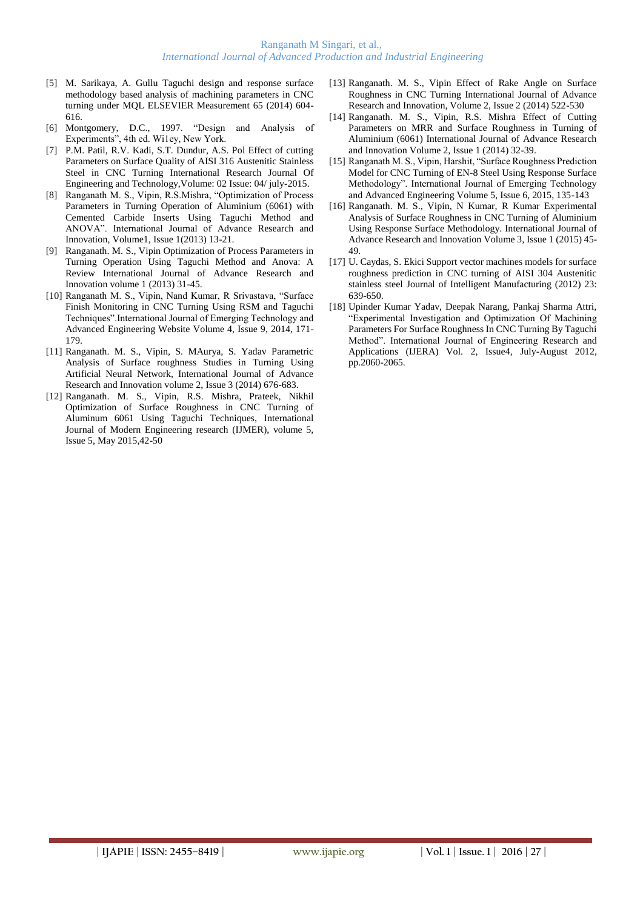[5] M. Sarikaya, A. Gullu Taguchi design and response surface methodology based analysis of machining parameters in CNC turning under MQL ELSEVIER Measurement 65 (2014) 604-616.

[6] Montgomery, D.C., 1997. "Design and Analysis of Experiments", 4th ed. Wi1ey, New York.

[7] P.M. Patil, R.V. Kadi, S.T. Dundur, A.S. Pol Effect of cutting Parameters on Surface Quality of AISI 316 Austenitic Stainless Steel in CNC Turning International Research Journal Of Engineering and Technology,Volume: 02 Issue: 04/ july-2015.

[8] Ranganath M. S., Vipin, R.S.Mishra, "Optimization of Process Parameters in Turning Operation of Aluminium (6061) with Cemented Carbide Inserts Using Taguchi Method and ANOVA". International Journal of Advance Research and Innovation, Volume1, Issue 1(2013) 13-21.

[9] Ranganath. M. S., Vipin Optimization of Process Parameters in Turning Operation Using Taguchi Method and Anova: A Review International Journal of Advance Research and Innovation volume 1 (2013) 31-45.

[10] Ranganath M. S., Vipin, Nand Kumar, R Srivastava, "Surface Finish Monitoring in CNC Turning Using RSM and Taguchi Techniques".International Journal of Emerging Technology and Advanced Engineering Website Volume 4, Issue 9, 2014, 171-179.

[11] Ranganath. M. S., Vipin, S. MAurya, S. Yadav Parametric Analysis of Surface roughness Studies in Turning Using Artificial Neural Network, International Journal of Advance Research and Innovation volume 2, Issue 3 (2014) 676-683.

[12] Ranganath. M. S., Vipin, R.S. Mishra, Prateek, Nikhil Optimization of Surface Roughness in CNC Turning of Aluminum 6061 Using Taguchi Techniques, International Journal of Modern Engineering research (IJMER), volume 5, Issue 5, May 2015,42-50

[13] Ranganath. M. S., Vipin Effect of Rake Angle on Surface Roughness in CNC Turning International Journal of Advance Research and Innovation, Volume 2, Issue 2 (2014) 522-530

[14] Ranganath. M. S., Vipin, R.S. Mishra Effect of Cutting Parameters on MRR and Surface Roughness in Turning of Aluminium (6061) International Journal of Advance Research and Innovation Volume 2, Issue 1 (2014) 32-39.

[15] Ranganath M. S., Vipin, Harshit, "Surface Roughness Prediction Model for CNC Turning of EN-8 Steel Using Response Surface Methodology". International Journal of Emerging Technology and Advanced Engineering Volume 5, Issue 6, 2015, 135-143

[16] Ranganath. M. S., Vipin, N Kumar, R Kumar Experimental Analysis of Surface Roughness in CNC Turning of Aluminium Using Response Surface Methodology. International Journal of Advance Research and Innovation Volume 3, Issue 1 (2015) 45-49.

[17] U. Caydas, S. Ekici Support vector machines models for surface roughness prediction in CNC turning of AISI 304 Austenitic stainless steel Journal of Intelligent Manufacturing (2012) 23: 639-650.

[18] Upinder Kumar Yadav, Deepak Narang, Pankaj Sharma Attri, "Experimental Investigation and Optimization Of Machining Parameters For Surface Roughness In CNC Turning By Taguchi Method". International Journal of Engineering Research and Applications (IJERA) Vol. 2, Issue4, July-August 2012, pp.2060-2065.